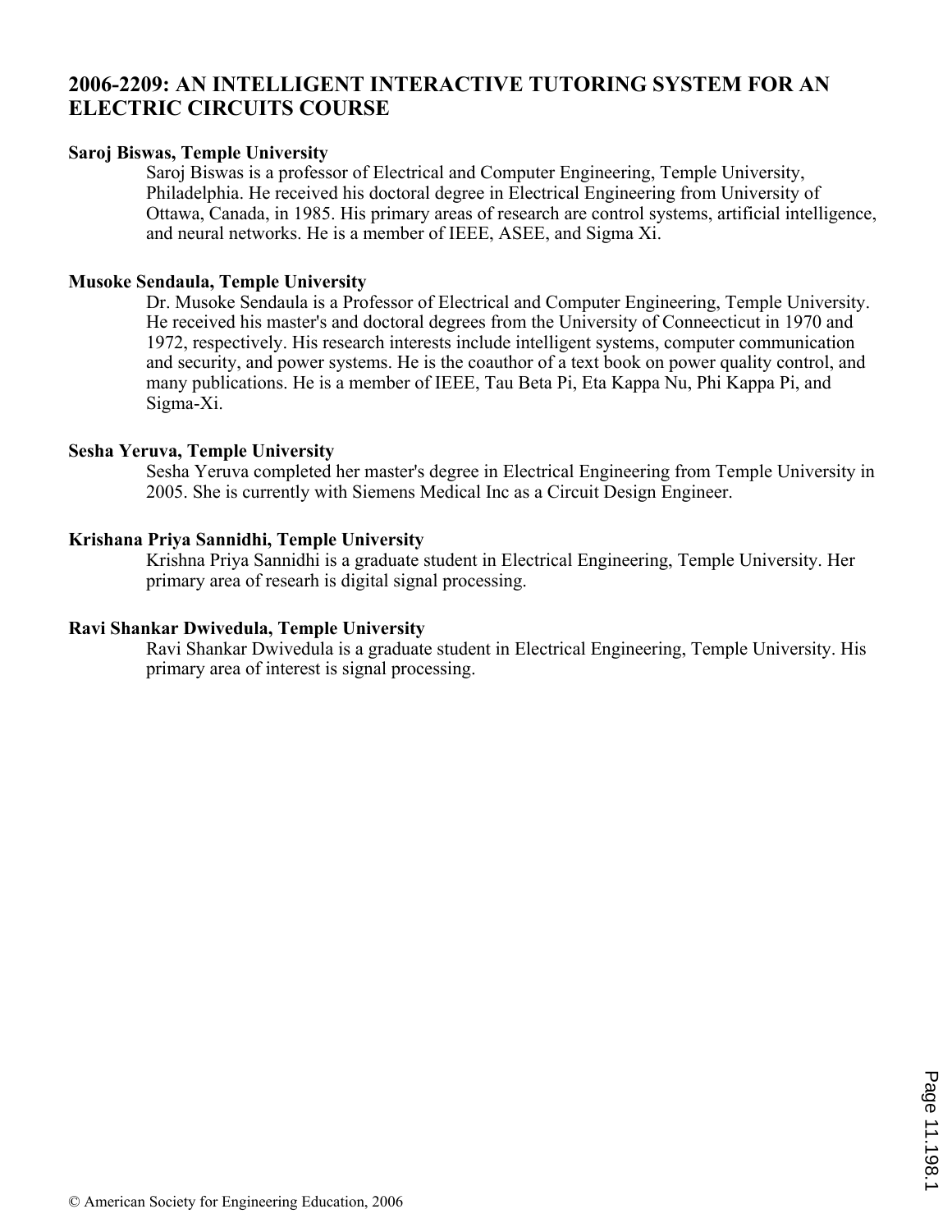# 2006-2209: AN INTELLIGENT INTERACTIVE TUTORING SYSTEM FOR AN ELECTRIC CIRCUITS COURSE

**Saroj Biswas, Temple University**

Saroj Biswas is a professor of Electrical and Computer Engineering, Temple University, Philadelphia. He received his doctoral degree in Electrical Engineering from University of Ottawa, Canada, in 1985. His primary areas of research are control systems, artificial intelligence, and neural networks. He is a member of IEEE, ASEE, and Sigma Xi.

**Musoke Sendaula, Temple University**

Dr. Musoke Sendaula is a Professor of Electrical and Computer Engineering, Temple University. He received his master's and doctoral degrees from the University of Conneecticut in 1970 and 1972, respectively. His research interests include intelligent systems, computer communication and security, and power systems. He is the coauthor of a text book on power quality control, and many publications. He is a member of IEEE, Tau Beta Pi, Eta Kappa Nu, Phi Kappa Pi, and Sigma-Xi.

**Sesha Yeruva, Temple University**

Sesha Yeruva completed her master's degree in Electrical Engineering from Temple University in 2005. She is currently with Siemens Medical Inc as a Circuit Design Engineer.

**Krishana Priya Sannidhi, Temple University**

Krishna Priya Sannidhi is a graduate student in Electrical Engineering, Temple University. Her primary area of researh is digital signal processing.

**Ravi Shankar Dwivedula, Temple University**

Ravi Shankar Dwivedula is a graduate student in Electrical Engineering, Temple University. His primary area of interest is signal processing.

© American Society for Engineering Education, 2006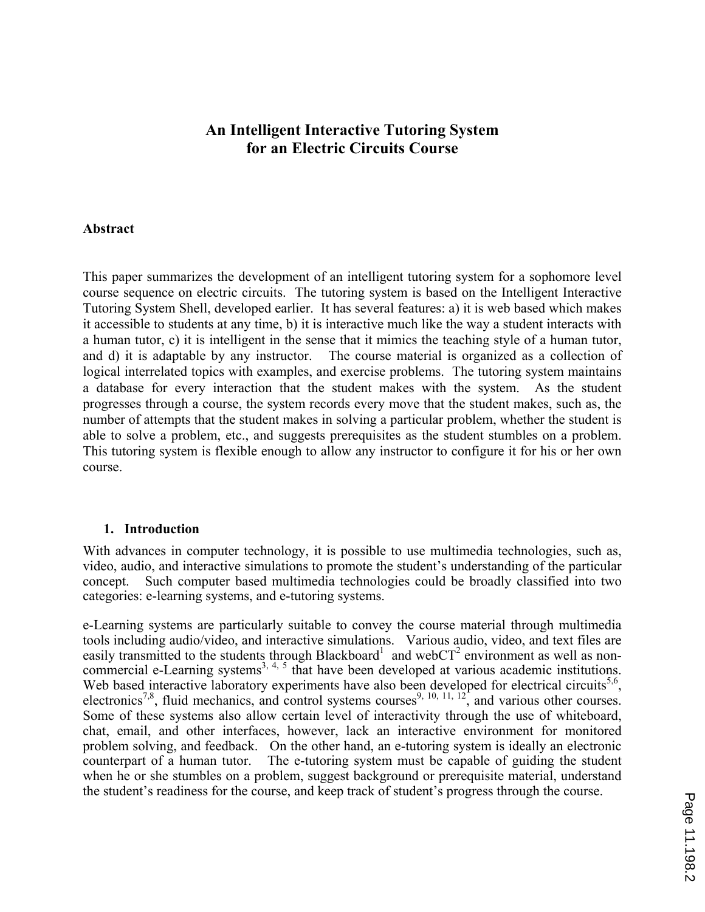# An Intelligent Interactive Tutoring System for an Electric Circuits Course

## Abstract

This paper summarizes the development of an intelligent tutoring system for a sophomore level course sequence on electric circuits. The tutoring system is based on the Intelligent Interactive Tutoring System Shell, developed earlier. It has several features: a) it is web based which makes it accessible to students at any time, b) it is interactive much like the way a student interacts with a human tutor, c) it is intelligent in the sense that it mimics the teaching style of a human tutor, and d) it is adaptable by any instructor. The course material is organized as a collection of logical interrelated topics with examples, and exercise problems. The tutoring system maintains a database for every interaction that the student makes with the system. As the student progresses through a course, the system records every move that the student makes, such as, the number of attempts that the student makes in solving a particular problem, whether the student is able to solve a problem, etc., and suggests prerequisites as the student stumbles on a problem. This tutoring system is flexible enough to allow any instructor to configure it for his or her own course.

## 1. Introduction

With advances in computer technology, it is possible to use multimedia technologies, such as, video, audio, and interactive simulations to promote the student's understanding of the particular concept. Such computer based multimedia technologies could be broadly classified into two categories: e-learning systems, and e-tutoring systems.

e-Learning systems are particularly suitable to convey the course material through multimedia tools including audio/video, and interactive simulations. Various audio, video, and text files are easily transmitted to the students through Blackboard[1] and webCT[2] environment as well as non-commercial e-Learning systems[3, 4, 5] that have been developed at various academic institutions. Web based interactive laboratory experiments have also been developed for electrical circuits[5,6], electronics[7,8], fluid mechanics, and control systems courses[9, 10, 11, 12], and various other courses. Some of these systems also allow certain level of interactivity through the use of whiteboard, chat, email, and other interfaces, however, lack an interactive environment for monitored problem solving, and feedback. On the other hand, an e-tutoring system is ideally an electronic counterpart of a human tutor. The e-tutoring system must be capable of guiding the student when he or she stumbles on a problem, suggest background or prerequisite material, understand the student's readiness for the course, and keep track of student's progress through the course.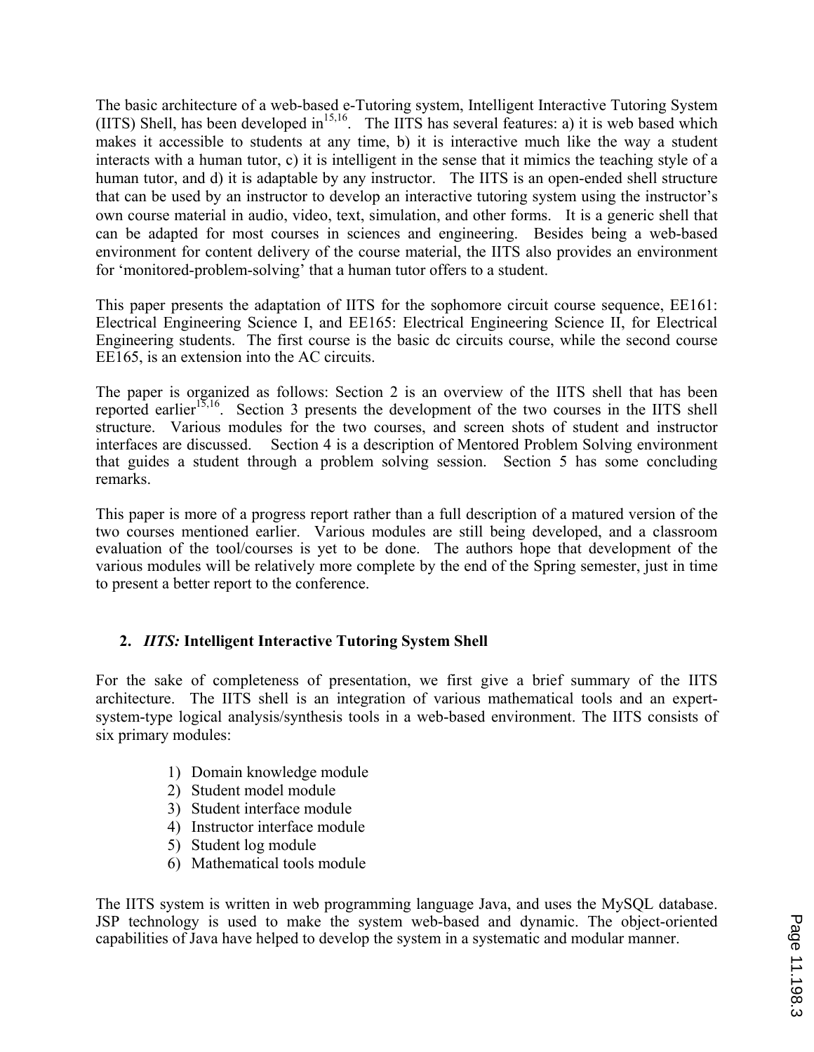The basic architecture of a web-based e-Tutoring system, Intelligent Interactive Tutoring System (IITS) Shell, has been developed in[15,16]. The IITS has several features: a) it is web based which makes it accessible to students at any time, b) it is interactive much like the way a student interacts with a human tutor, c) it is intelligent in the sense that it mimics the teaching style of a human tutor, and d) it is adaptable by any instructor. The IITS is an open-ended shell structure that can be used by an instructor to develop an interactive tutoring system using the instructor's own course material in audio, video, text, simulation, and other forms. It is a generic shell that can be adapted for most courses in sciences and engineering. Besides being a web-based environment for content delivery of the course material, the IITS also provides an environment for 'monitored-problem-solving' that a human tutor offers to a student.

This paper presents the adaptation of IITS for the sophomore circuit course sequence, EE161: Electrical Engineering Science I, and EE165: Electrical Engineering Science II, for Electrical Engineering students. The first course is the basic dc circuits course, while the second course EE165, is an extension into the AC circuits.

The paper is organized as follows: Section 2 is an overview of the IITS shell that has been reported earlier[15,16]. Section 3 presents the development of the two courses in the IITS shell structure. Various modules for the two courses, and screen shots of student and instructor interfaces are discussed. Section 4 is a description of Mentored Problem Solving environment that guides a student through a problem solving session. Section 5 has some concluding remarks.

This paper is more of a progress report rather than a full description of a matured version of the two courses mentioned earlier. Various modules are still being developed, and a classroom evaluation of the tool/courses is yet to be done. The authors hope that development of the various modules will be relatively more complete by the end of the Spring semester, just in time to present a better report to the conference.

## 2. *IITS:* Intelligent Interactive Tutoring System Shell

For the sake of completeness of presentation, we first give a brief summary of the IITS architecture. The IITS shell is an integration of various mathematical tools and an expert-system-type logical analysis/synthesis tools in a web-based environment. The IITS consists of six primary modules:

1) Domain knowledge module
2) Student model module
3) Student interface module
4) Instructor interface module
5) Student log module
6) Mathematical tools module

The IITS system is written in web programming language Java, and uses the MySQL database. JSP technology is used to make the system web-based and dynamic. The object-oriented capabilities of Java have helped to develop the system in a systematic and modular manner.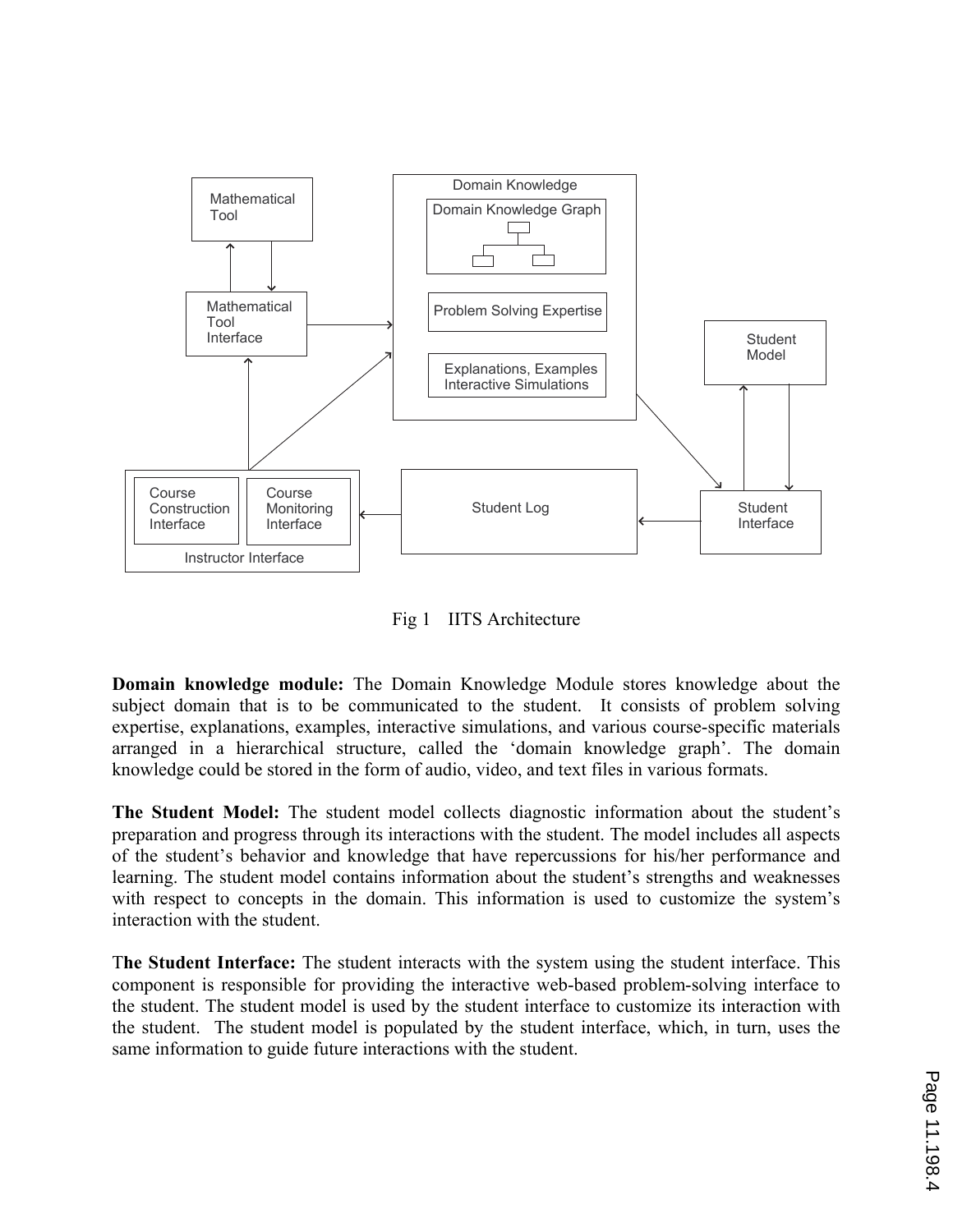Fig 1 IITS Architecture

**Domain knowledge module:** The Domain Knowledge Module stores knowledge about the subject domain that is to be communicated to the student. It consists of problem solving expertise, explanations, examples, interactive simulations, and various course-specific materials arranged in a hierarchical structure, called the 'domain knowledge graph'. The domain knowledge could be stored in the form of audio, video, and text files in various formats.

**The Student Model:** The student model collects diagnostic information about the student's preparation and progress through its interactions with the student. The model includes all aspects of the student's behavior and knowledge that have repercussions for his/her performance and learning. The student model contains information about the student's strengths and weaknesses with respect to concepts in the domain. This information is used to customize the system's interaction with the student.

**The Student Interface:** The student interacts with the system using the student interface. This component is responsible for providing the interactive web-based problem-solving interface to the student. The student model is used by the student interface to customize its interaction with the student. The student model is populated by the student interface, which, in turn, uses the same information to guide future interactions with the student.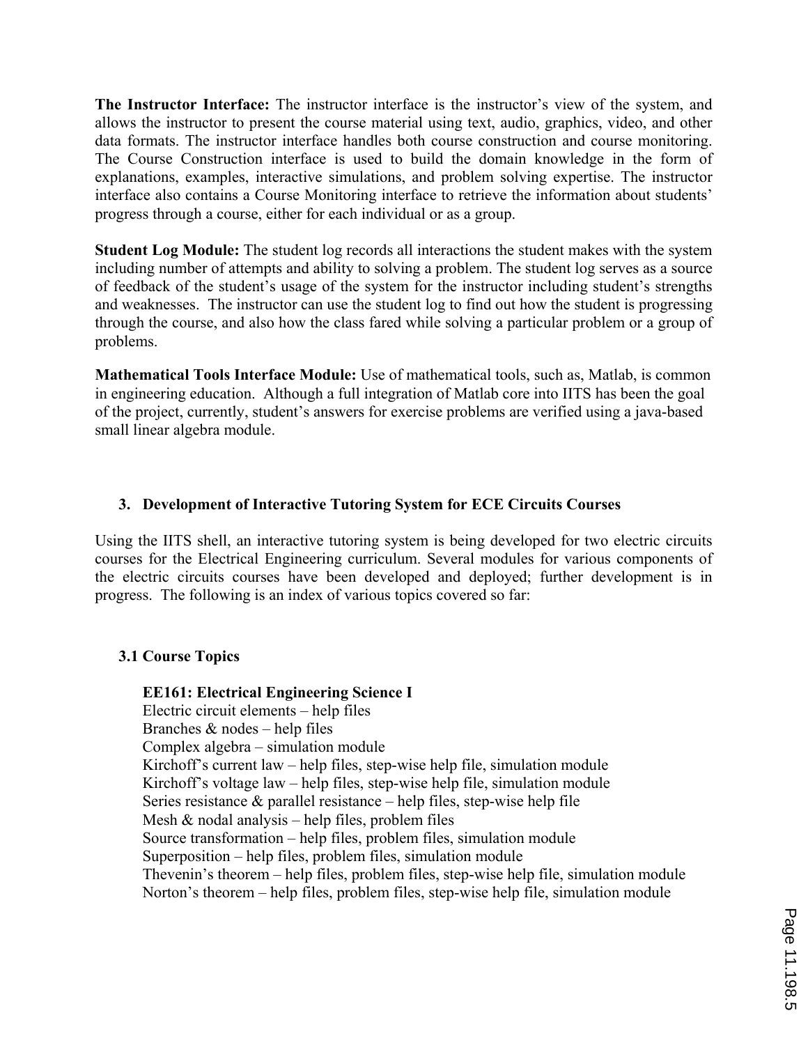**The Instructor Interface:** The instructor interface is the instructor's view of the system, and allows the instructor to present the course material using text, audio, graphics, video, and other data formats. The instructor interface handles both course construction and course monitoring. The Course Construction interface is used to build the domain knowledge in the form of explanations, examples, interactive simulations, and problem solving expertise. The instructor interface also contains a Course Monitoring interface to retrieve the information about students' progress through a course, either for each individual or as a group.

**Student Log Module:** The student log records all interactions the student makes with the system including number of attempts and ability to solving a problem. The student log serves as a source of feedback of the student's usage of the system for the instructor including student's strengths and weaknesses. The instructor can use the student log to find out how the student is progressing through the course, and also how the class fared while solving a particular problem or a group of problems.

**Mathematical Tools Interface Module:** Use of mathematical tools, such as, Matlab, is common in engineering education. Although a full integration of Matlab core into IITS has been the goal of the project, currently, student's answers for exercise problems are verified using a java-based small linear algebra module.

## 3. Development of Interactive Tutoring System for ECE Circuits Courses

Using the IITS shell, an interactive tutoring system is being developed for two electric circuits courses for the Electrical Engineering curriculum. Several modules for various components of the electric circuits courses have been developed and deployed; further development is in progress. The following is an index of various topics covered so far:

### 3.1 Course Topics

**EE161: Electrical Engineering Science I**

Electric circuit elements – help files
Branches & nodes – help files
Complex algebra – simulation module
Kirchoff's current law – help files, step-wise help file, simulation module
Kirchoff's voltage law – help files, step-wise help file, simulation module
Series resistance & parallel resistance – help files, step-wise help file
Mesh & nodal analysis – help files, problem files
Source transformation – help files, problem files, simulation module
Superposition – help files, problem files, simulation module
Thevenin's theorem – help files, problem files, step-wise help file, simulation module
Norton's theorem – help files, problem files, step-wise help file, simulation module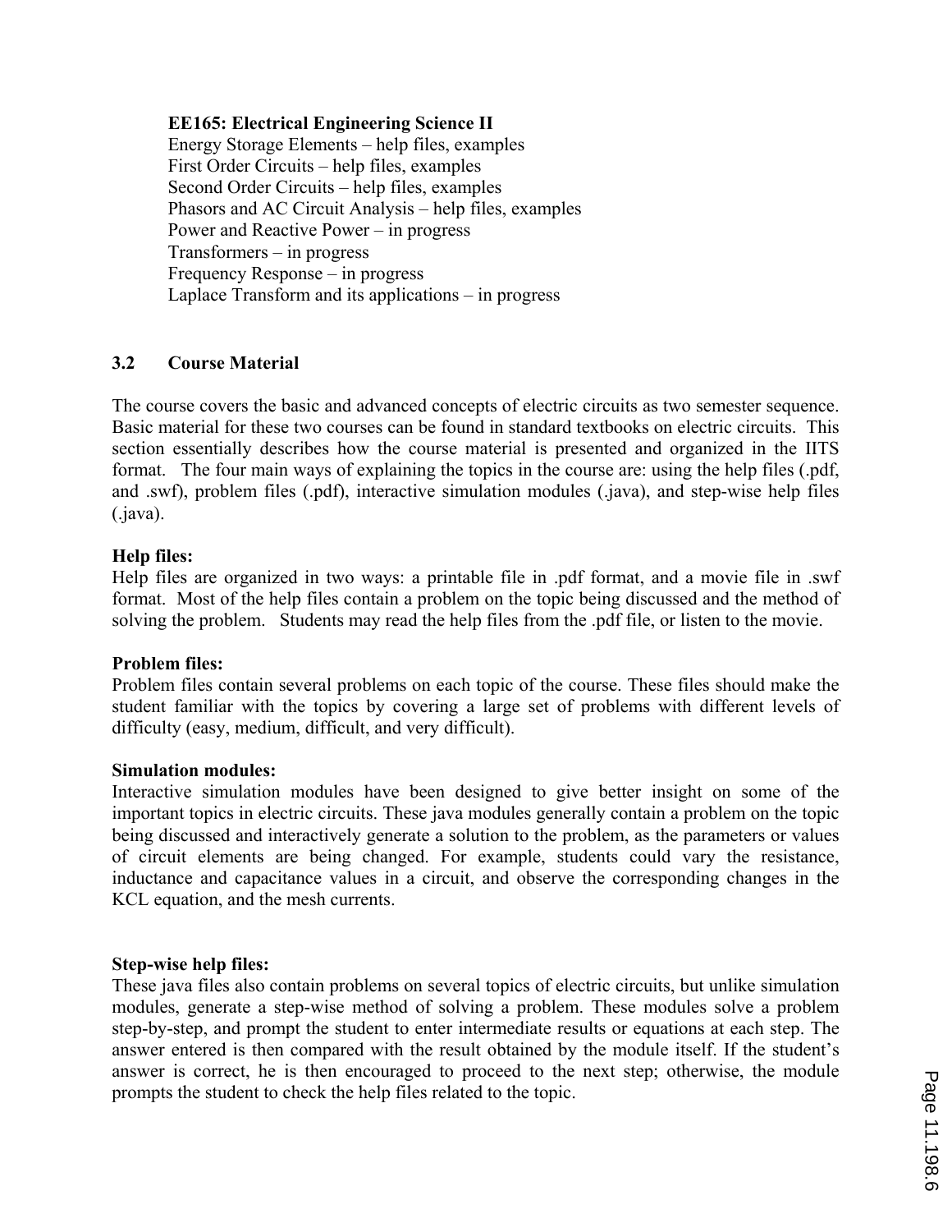**EE165: Electrical Engineering Science II**
Energy Storage Elements – help files, examples
First Order Circuits – help files, examples
Second Order Circuits – help files, examples
Phasors and AC Circuit Analysis – help files, examples
Power and Reactive Power – in progress
Transformers – in progress
Frequency Response – in progress
Laplace Transform and its applications – in progress

### 3.2 Course Material

The course covers the basic and advanced concepts of electric circuits as two semester sequence. Basic material for these two courses can be found in standard textbooks on electric circuits. This section essentially describes how the course material is presented and organized in the IITS format. The four main ways of explaining the topics in the course are: using the help files (.pdf, and .swf), problem files (.pdf), interactive simulation modules (.java), and step-wise help files (.java).

**Help files:**
Help files are organized in two ways: a printable file in .pdf format, and a movie file in .swf format. Most of the help files contain a problem on the topic being discussed and the method of solving the problem. Students may read the help files from the .pdf file, or listen to the movie.

**Problem files:**
Problem files contain several problems on each topic of the course. These files should make the student familiar with the topics by covering a large set of problems with different levels of difficulty (easy, medium, difficult, and very difficult).

**Simulation modules:**
Interactive simulation modules have been designed to give better insight on some of the important topics in electric circuits. These java modules generally contain a problem on the topic being discussed and interactively generate a solution to the problem, as the parameters or values of circuit elements are being changed. For example, students could vary the resistance, inductance and capacitance values in a circuit, and observe the corresponding changes in the KCL equation, and the mesh currents.

**Step-wise help files:**
These java files also contain problems on several topics of electric circuits, but unlike simulation modules, generate a step-wise method of solving a problem. These modules solve a problem step-by-step, and prompt the student to enter intermediate results or equations at each step. The answer entered is then compared with the result obtained by the module itself. If the student's answer is correct, he is then encouraged to proceed to the next step; otherwise, the module prompts the student to check the help files related to the topic.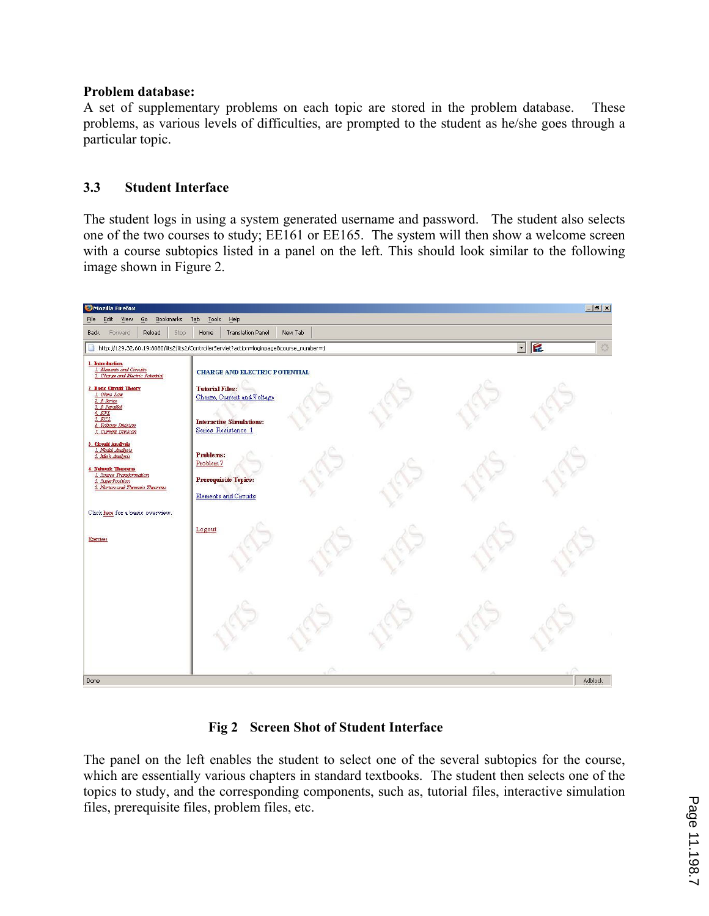**Problem database:**
A set of supplementary problems on each topic are stored in the problem database. These problems, as various levels of difficulties, are prompted to the student as he/she goes through a particular topic.

## 3.3 Student Interface

The student logs in using a system generated username and password. The student also selects one of the two courses to study; EE161 or EE165. The system will then show a welcome screen with a course subtopics listed in a panel on the left. This should look similar to the following image shown in Figure 2.

**Fig 2 Screen Shot of Student Interface**

The panel on the left enables the student to select one of the several subtopics for the course, which are essentially various chapters in standard textbooks. The student then selects one of the topics to study, and the corresponding components, such as, tutorial files, interactive simulation files, prerequisite files, problem files, etc.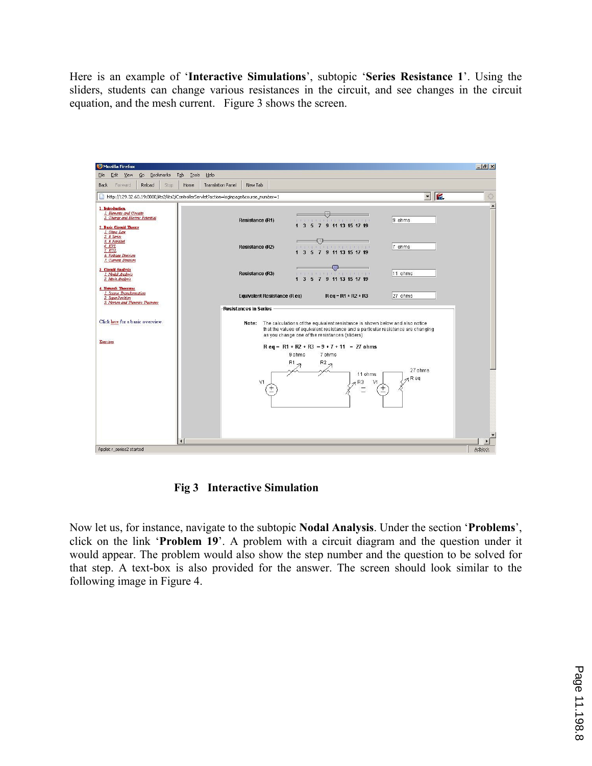Here is an example of '**Interactive Simulations**', subtopic '**Series Resistance 1**'. Using the sliders, students can change various resistances in the circuit, and see changes in the circuit equation, and the mesh current. Figure 3 shows the screen.

**Fig 3 Interactive Simulation**

Now let us, for instance, navigate to the subtopic **Nodal Analysis**. Under the section '**Problems**', click on the link '**Problem 19**'. A problem with a circuit diagram and the question under it would appear. The problem would also show the step number and the question to be solved for that step. A text-box is also provided for the answer. The screen should look similar to the following image in Figure 4.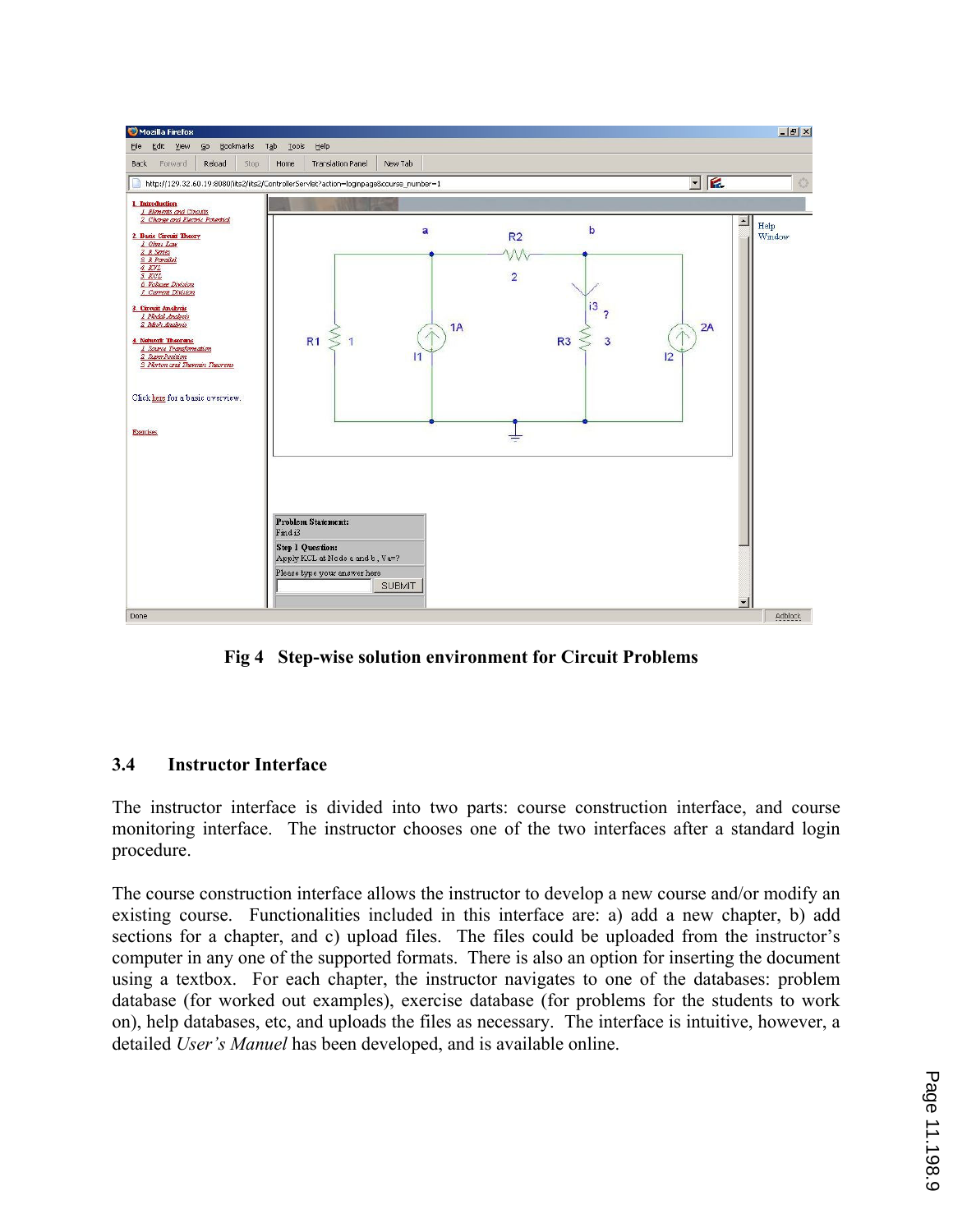Fig 4 Step-wise solution environment for Circuit Problems

### 3.4 Instructor Interface

The instructor interface is divided into two parts: course construction interface, and course monitoring interface. The instructor chooses one of the two interfaces after a standard login procedure.

The course construction interface allows the instructor to develop a new course and/or modify an existing course. Functionalities included in this interface are: a) add a new chapter, b) add sections for a chapter, and c) upload files. The files could be uploaded from the instructor's computer in any one of the supported formats. There is also an option for inserting the document using a textbox. For each chapter, the instructor navigates to one of the databases: problem database (for worked out examples), exercise database (for problems for the students to work on), help databases, etc, and uploads the files as necessary. The interface is intuitive, however, a detailed *User's Manuel* has been developed, and is available online.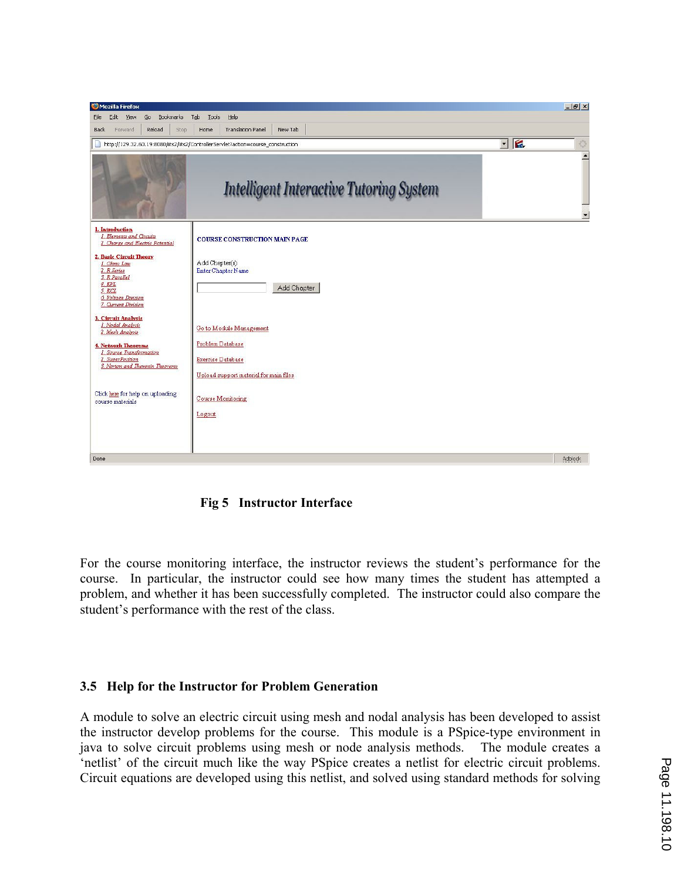Fig 5 Instructor Interface

For the course monitoring interface, the instructor reviews the student's performance for the course. In particular, the instructor could see how many times the student has attempted a problem, and whether it has been successfully completed. The instructor could also compare the student's performance with the rest of the class.

### 3.5 Help for the Instructor for Problem Generation

A module to solve an electric circuit using mesh and nodal analysis has been developed to assist the instructor develop problems for the course. This module is a PSpice-type environment in java to solve circuit problems using mesh or node analysis methods. The module creates a 'netlist' of the circuit much like the way PSpice creates a netlist for electric circuit problems. Circuit equations are developed using this netlist, and solved using standard methods for solving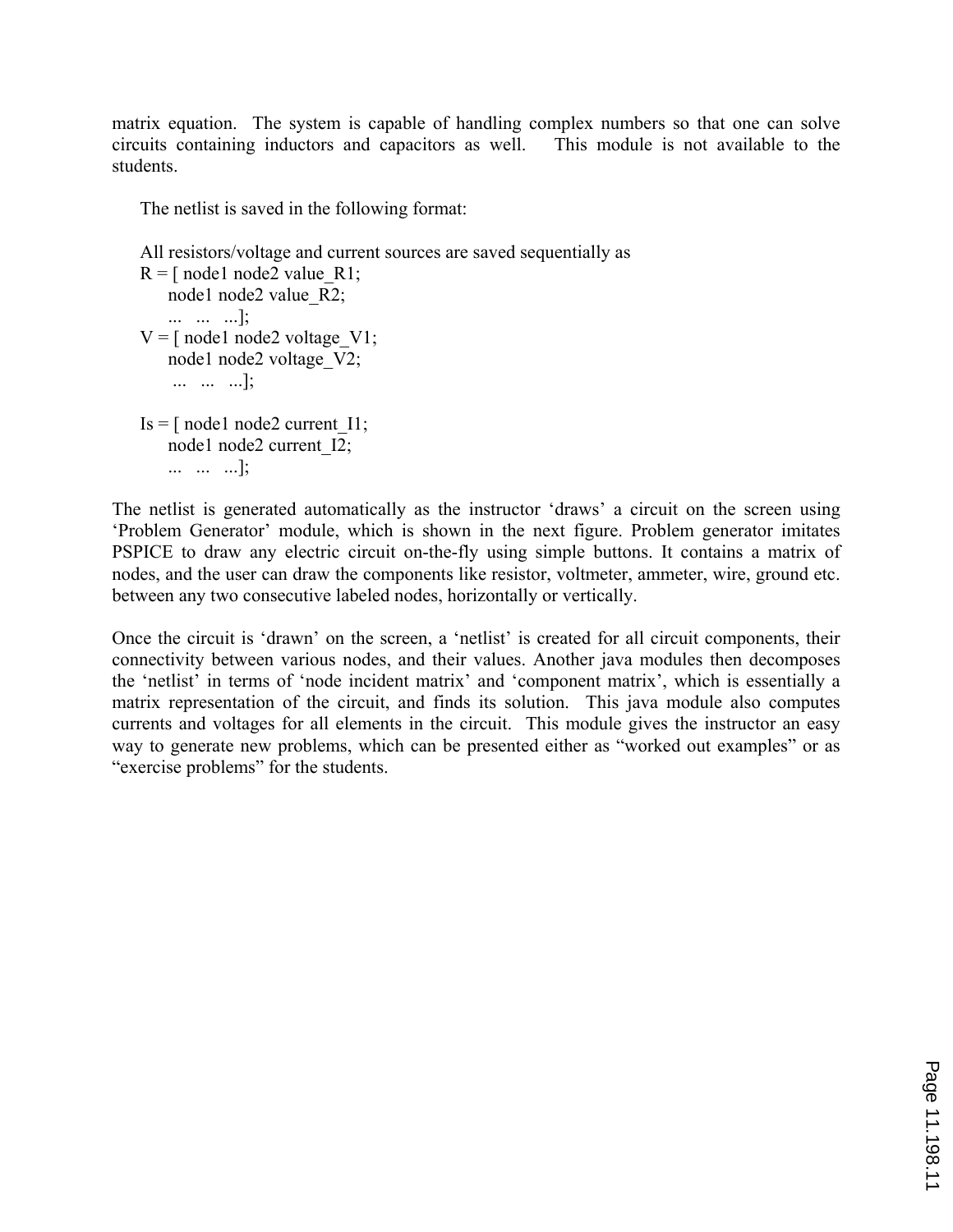matrix equation. The system is capable of handling complex numbers so that one can solve circuits containing inductors and capacitors as well. This module is not available to the students.

The netlist is saved in the following format:

All resistors/voltage and current sources are saved sequentially as

```
R = [ node1 node2 value_R1;
      node1 node2 value_R2;
      ...   ...   ...];
V = [ node1 node2 voltage_V1;
      node1 node2 voltage_V2;
      ...   ...   ...];

Is = [ node1 node2 current_I1;
      node1 node2 current_I2;
      ...   ...   ...];
```

The netlist is generated automatically as the instructor 'draws' a circuit on the screen using 'Problem Generator' module, which is shown in the next figure. Problem generator imitates PSPICE to draw any electric circuit on-the-fly using simple buttons. It contains a matrix of nodes, and the user can draw the components like resistor, voltmeter, ammeter, wire, ground etc. between any two consecutive labeled nodes, horizontally or vertically.

Once the circuit is 'drawn' on the screen, a 'netlist' is created for all circuit components, their connectivity between various nodes, and their values. Another java modules then decomposes the 'netlist' in terms of 'node incident matrix' and 'component matrix', which is essentially a matrix representation of the circuit, and finds its solution. This java module also computes currents and voltages for all elements in the circuit. This module gives the instructor an easy way to generate new problems, which can be presented either as "worked out examples" or as "exercise problems" for the students.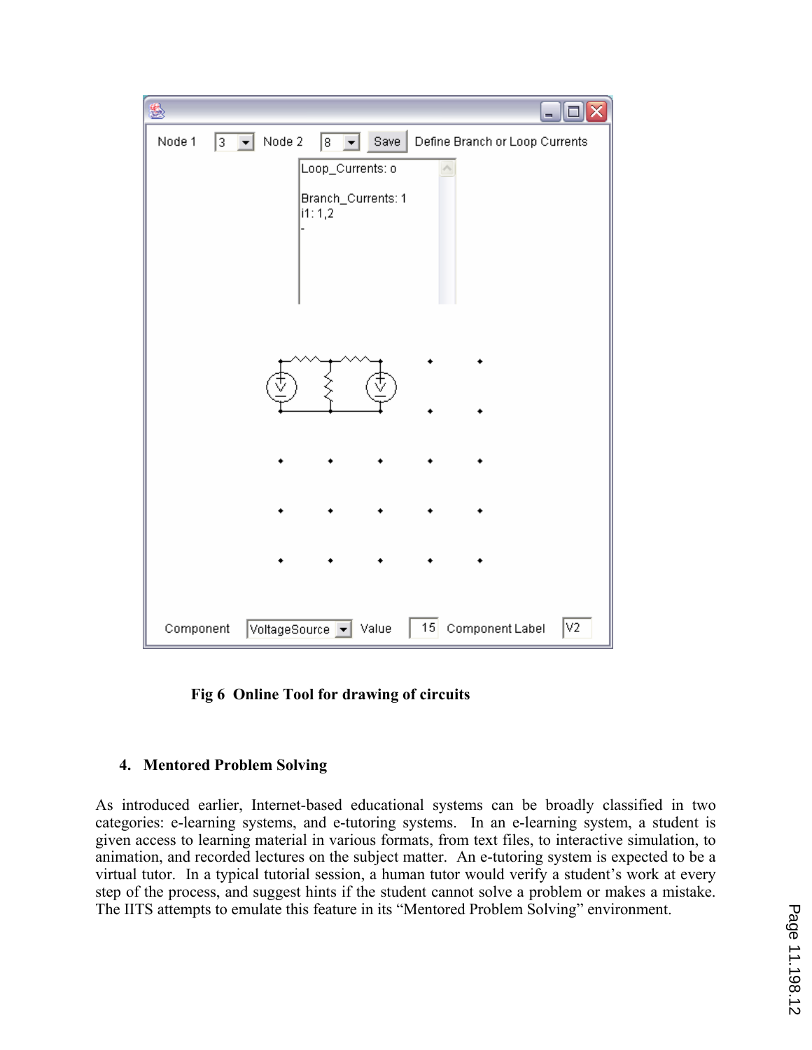Fig 6  Online Tool for drawing of circuits

## 4. Mentored Problem Solving

As introduced earlier, Internet-based educational systems can be broadly classified in two categories: e-learning systems, and e-tutoring systems. In an e-learning system, a student is given access to learning material in various formats, from text files, to interactive simulation, to animation, and recorded lectures on the subject matter. An e-tutoring system is expected to be a virtual tutor. In a typical tutorial session, a human tutor would verify a student's work at every step of the process, and suggest hints if the student cannot solve a problem or makes a mistake. The IITS attempts to emulate this feature in its "Mentored Problem Solving" environment.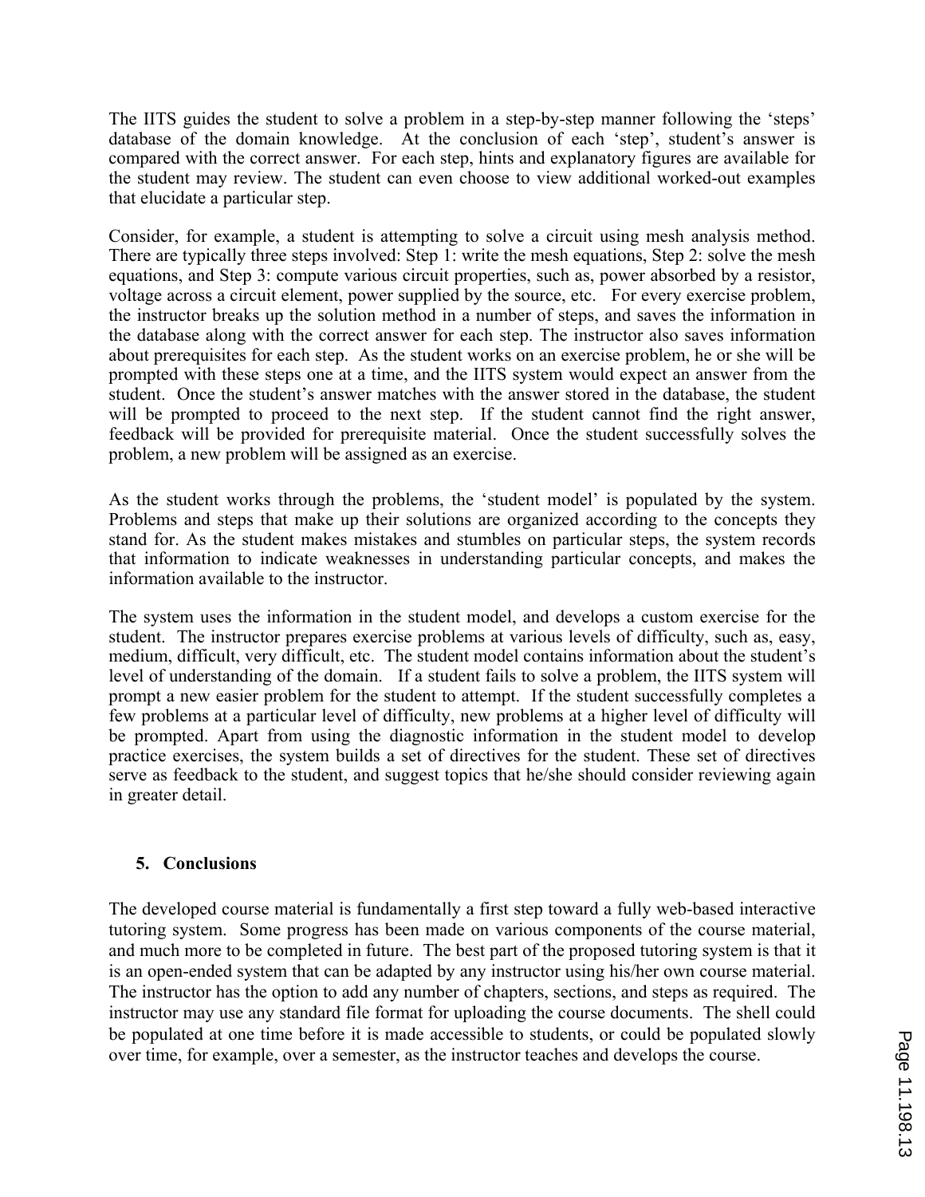The IITS guides the student to solve a problem in a step-by-step manner following the 'steps' database of the domain knowledge. At the conclusion of each 'step', student's answer is compared with the correct answer. For each step, hints and explanatory figures are available for the student may review. The student can even choose to view additional worked-out examples that elucidate a particular step.

Consider, for example, a student is attempting to solve a circuit using mesh analysis method. There are typically three steps involved: Step 1: write the mesh equations, Step 2: solve the mesh equations, and Step 3: compute various circuit properties, such as, power absorbed by a resistor, voltage across a circuit element, power supplied by the source, etc. For every exercise problem, the instructor breaks up the solution method in a number of steps, and saves the information in the database along with the correct answer for each step. The instructor also saves information about prerequisites for each step. As the student works on an exercise problem, he or she will be prompted with these steps one at a time, and the IITS system would expect an answer from the student. Once the student's answer matches with the answer stored in the database, the student will be prompted to proceed to the next step. If the student cannot find the right answer, feedback will be provided for prerequisite material. Once the student successfully solves the problem, a new problem will be assigned as an exercise.

As the student works through the problems, the 'student model' is populated by the system. Problems and steps that make up their solutions are organized according to the concepts they stand for. As the student makes mistakes and stumbles on particular steps, the system records that information to indicate weaknesses in understanding particular concepts, and makes the information available to the instructor.

The system uses the information in the student model, and develops a custom exercise for the student. The instructor prepares exercise problems at various levels of difficulty, such as, easy, medium, difficult, very difficult, etc. The student model contains information about the student's level of understanding of the domain. If a student fails to solve a problem, the IITS system will prompt a new easier problem for the student to attempt. If the student successfully completes a few problems at a particular level of difficulty, new problems at a higher level of difficulty will be prompted. Apart from using the diagnostic information in the student model to develop practice exercises, the system builds a set of directives for the student. These set of directives serve as feedback to the student, and suggest topics that he/she should consider reviewing again in greater detail.

## 5. Conclusions

The developed course material is fundamentally a first step toward a fully web-based interactive tutoring system. Some progress has been made on various components of the course material, and much more to be completed in future. The best part of the proposed tutoring system is that it is an open-ended system that can be adapted by any instructor using his/her own course material. The instructor has the option to add any number of chapters, sections, and steps as required. The instructor may use any standard file format for uploading the course documents. The shell could be populated at one time before it is made accessible to students, or could be populated slowly over time, for example, over a semester, as the instructor teaches and develops the course.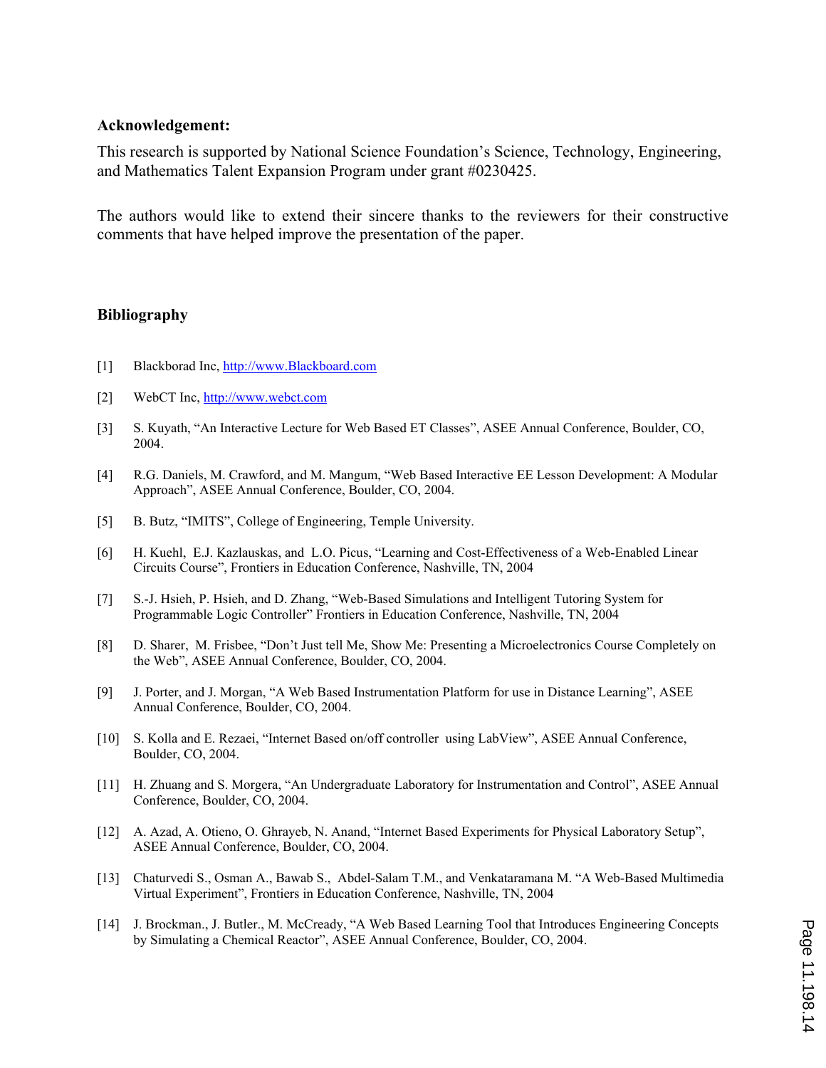**Acknowledgement:**

This research is supported by National Science Foundation's Science, Technology, Engineering, and Mathematics Talent Expansion Program under grant #0230425.

The authors would like to extend their sincere thanks to the reviewers for their constructive comments that have helped improve the presentation of the paper.

**Bibliography**

[1] Blackborad Inc, http://www.Blackboard.com

[2] WebCT Inc, http://www.webct.com

[3] S. Kuyath, "An Interactive Lecture for Web Based ET Classes", ASEE Annual Conference, Boulder, CO, 2004.

[4] R.G. Daniels, M. Crawford, and M. Mangum, "Web Based Interactive EE Lesson Development: A Modular Approach", ASEE Annual Conference, Boulder, CO, 2004.

[5] B. Butz, "IMITS", College of Engineering, Temple University.

[6] H. Kuehl, E.J. Kazlauskas, and L.O. Picus, "Learning and Cost-Effectiveness of a Web-Enabled Linear Circuits Course", Frontiers in Education Conference, Nashville, TN, 2004

[7] S.-J. Hsieh, P. Hsieh, and D. Zhang, "Web-Based Simulations and Intelligent Tutoring System for Programmable Logic Controller" Frontiers in Education Conference, Nashville, TN, 2004

[8] D. Sharer, M. Frisbee, "Don't Just tell Me, Show Me: Presenting a Microelectronics Course Completely on the Web", ASEE Annual Conference, Boulder, CO, 2004.

[9] J. Porter, and J. Morgan, "A Web Based Instrumentation Platform for use in Distance Learning", ASEE Annual Conference, Boulder, CO, 2004.

[10] S. Kolla and E. Rezaei, "Internet Based on/off controller using LabView", ASEE Annual Conference, Boulder, CO, 2004.

[11] H. Zhuang and S. Morgera, "An Undergraduate Laboratory for Instrumentation and Control", ASEE Annual Conference, Boulder, CO, 2004.

[12] A. Azad, A. Otieno, O. Ghrayeb, N. Anand, "Internet Based Experiments for Physical Laboratory Setup", ASEE Annual Conference, Boulder, CO, 2004.

[13] Chaturvedi S., Osman A., Bawab S., Abdel-Salam T.M., and Venkataramana M. "A Web-Based Multimedia Virtual Experiment", Frontiers in Education Conference, Nashville, TN, 2004

[14] J. Brockman., J. Butler., M. McCready, "A Web Based Learning Tool that Introduces Engineering Concepts by Simulating a Chemical Reactor", ASEE Annual Conference, Boulder, CO, 2004.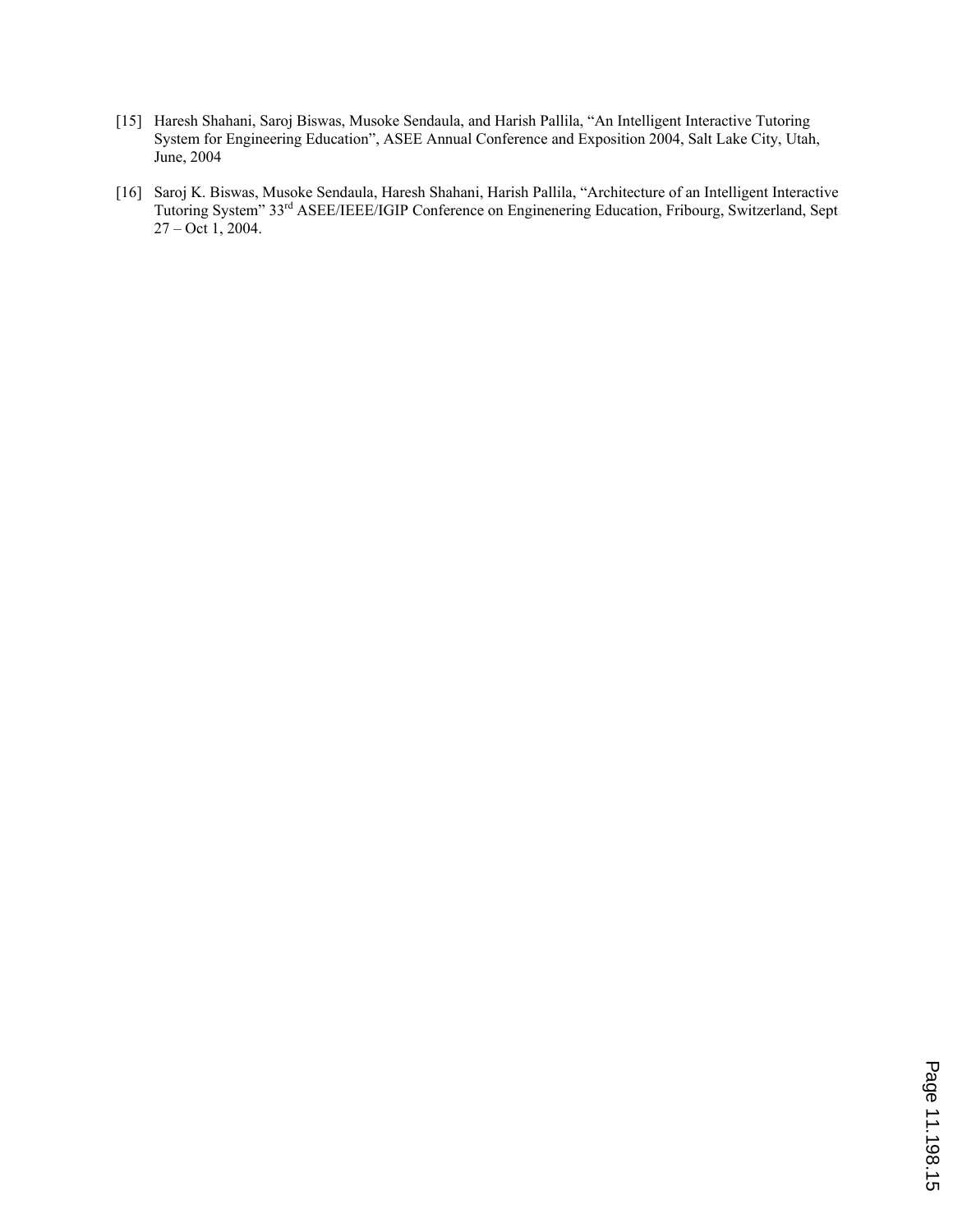[15] Haresh Shahani, Saroj Biswas, Musoke Sendaula, and Harish Pallila, "An Intelligent Interactive Tutoring System for Engineering Education", ASEE Annual Conference and Exposition 2004, Salt Lake City, Utah, June, 2004

[16] Saroj K. Biswas, Musoke Sendaula, Haresh Shahani, Harish Pallila, "Architecture of an Intelligent Interactive Tutoring System" 33rd ASEE/IEEE/IGIP Conference on Enginenering Education, Fribourg, Switzerland, Sept 27 – Oct 1, 2004.